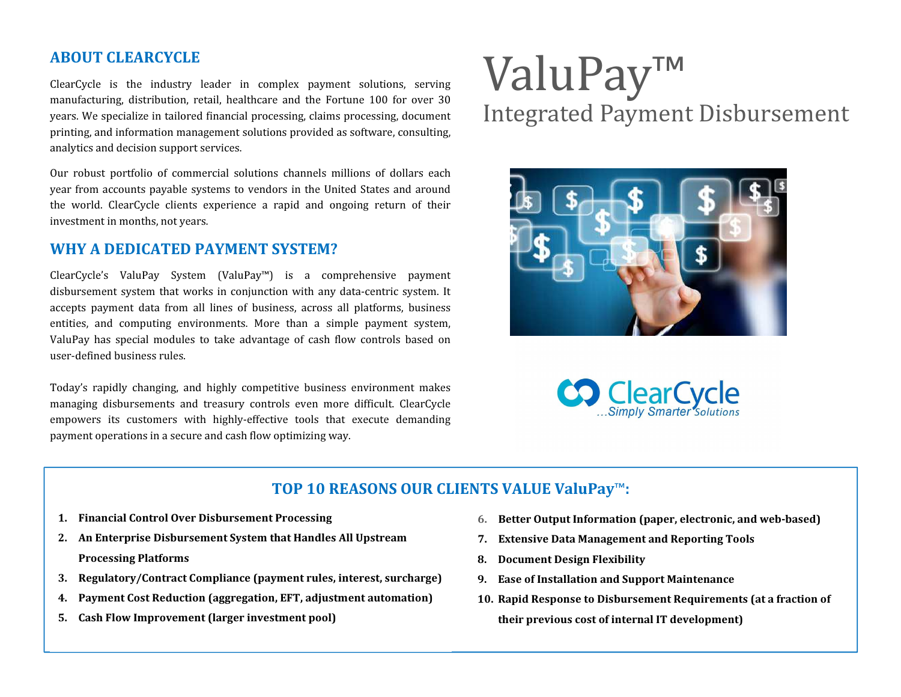# ValuPay™

## Integrated Payment Disbursement

## ABOUT CLEARCYCLE

ClearCycle is the industry leader in complex payment solutions, serving manufacturing, distribution, retail, healthcare and the Fortune 100 for over 30 years. We specialize in tailored financial processing, claims processing, document printing, and information management solutions provided as software, consulting, analytics and decision support services.

Our robust portfolio of commercial solutions channels millions of dollars each year from accounts payable systems to vendors in the United States and around the world. ClearCycle clients experience a rapid and ongoing return of their investment in months, not years.

## WHY A DEDICATED PAYMENT SYSTEM?

ClearCycle's ValuPay System (ValuPay™) is a comprehensive payment disbursement system that works in conjunction with any data-centric system. It accepts payment data from all lines of business, across all platforms, business entities, and computing environments. More than a simple payment system, ValuPay has special modules to take advantage of cash flow controls based on user-defined business rules.

Today's rapidly changing, and highly competitive business environment makes managing disbursements and treasury controls even more difficult. ClearCycle empowers its customers with highly-effective tools that execute demanding payment operations in a secure and cash flow optimizing way.

ClearCycle
...Simply Smarter Solutions

## TOP 10 REASONS OUR CLIENTS VALUE ValuPay™:

1. **Financial Control Over Disbursement Processing**
2. **An Enterprise Disbursement System that Handles All Upstream Processing Platforms**
3. **Regulatory/Contract Compliance (payment rules, interest, surcharge)**
4. **Payment Cost Reduction (aggregation, EFT, adjustment automation)**
5. **Cash Flow Improvement (larger investment pool)**
6. **Better Output Information (paper, electronic, and web-based)**
7. **Extensive Data Management and Reporting Tools**
8. **Document Design Flexibility**
9. **Ease of Installation and Support Maintenance**
10. **Rapid Response to Disbursement Requirements (at a fraction of their previous cost of internal IT development)**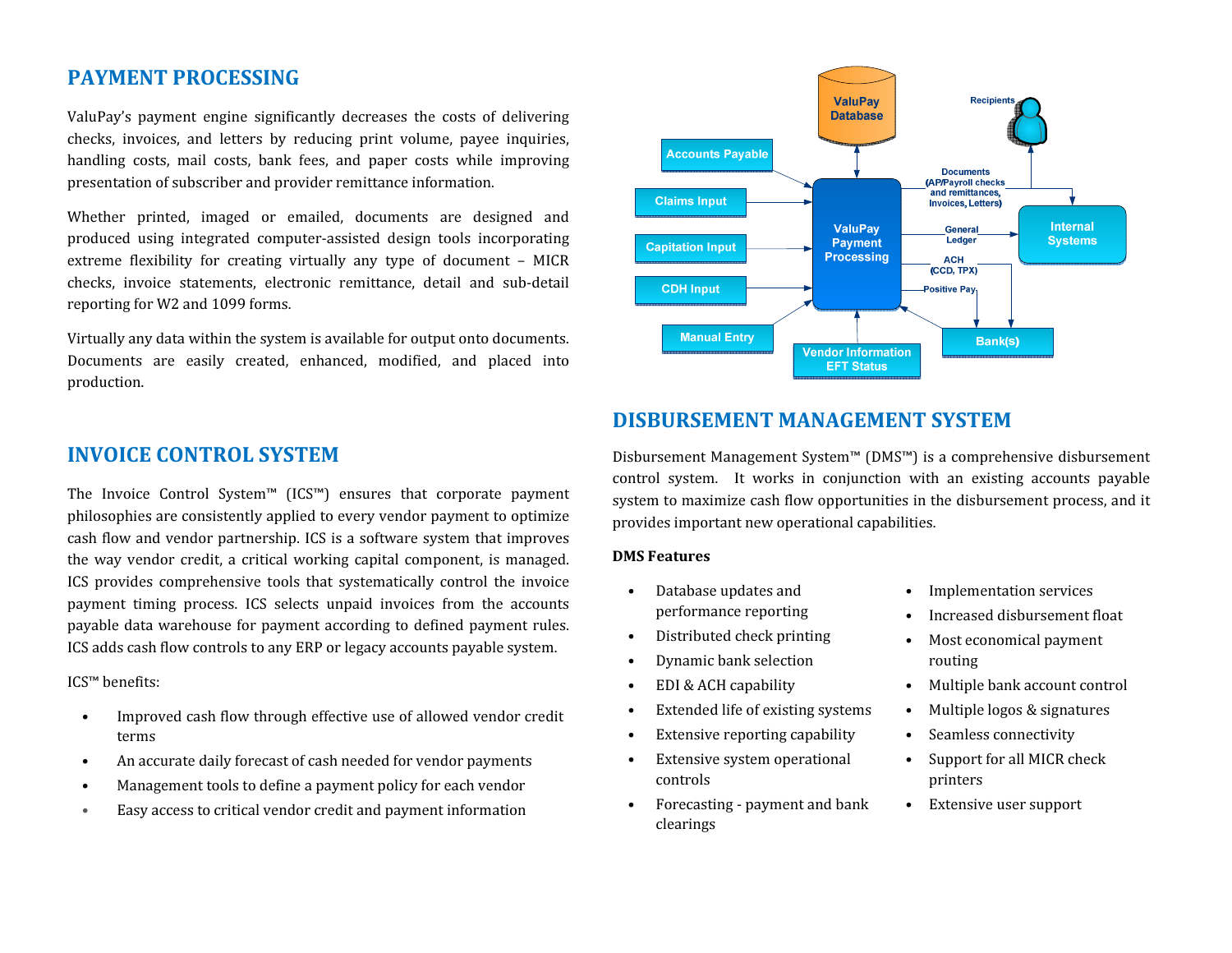## PAYMENT PROCESSING

ValuPay's payment engine significantly decreases the costs of delivering checks, invoices, and letters by reducing print volume, payee inquiries, handling costs, mail costs, bank fees, and paper costs while improving presentation of subscriber and provider remittance information.

Whether printed, imaged or emailed, documents are designed and produced using integrated computer-assisted design tools incorporating extreme flexibility for creating virtually any type of document – MICR checks, invoice statements, electronic remittance, detail and sub-detail reporting for W2 and 1099 forms.

Virtually any data within the system is available for output onto documents. Documents are easily created, enhanced, modified, and placed into production.

ValuPay Database
Recipients
Accounts Payable
Claims Input
Capitation Input
CDH Input
Manual Entry
Vendor Information EFT Status
ValuPay Payment Processing
Documents (AP/Payroll checks and remittances, Invoices, Letters)
General Ledger
ACH (CCD, TPX)
Positive Pay
Internal Systems
Bank(s)

## INVOICE CONTROL SYSTEM

The Invoice Control System™ (ICS™) ensures that corporate payment philosophies are consistently applied to every vendor payment to optimize cash flow and vendor partnership. ICS is a software system that improves the way vendor credit, a critical working capital component, is managed. ICS provides comprehensive tools that systematically control the invoice payment timing process. ICS selects unpaid invoices from the accounts payable data warehouse for payment according to defined payment rules. ICS adds cash flow controls to any ERP or legacy accounts payable system.

ICS™ benefits:

- Improved cash flow through effective use of allowed vendor credit terms
- An accurate daily forecast of cash needed for vendor payments
- Management tools to define a payment policy for each vendor
- Easy access to critical vendor credit and payment information

## DISBURSEMENT MANAGEMENT SYSTEM

Disbursement Management System™ (DMS™) is a comprehensive disbursement control system. It works in conjunction with an existing accounts payable system to maximize cash flow opportunities in the disbursement process, and it provides important new operational capabilities.

**DMS Features**

- Database updates and performance reporting
- Distributed check printing
- Dynamic bank selection
- EDI & ACH capability
- Extended life of existing systems
- Extensive reporting capability
- Extensive system operational controls
- Forecasting - payment and bank clearings
- Implementation services
- Increased disbursement float
- Most economical payment routing
- Multiple bank account control
- Multiple logos & signatures
- Seamless connectivity
- Support for all MICR check printers
- Extensive user support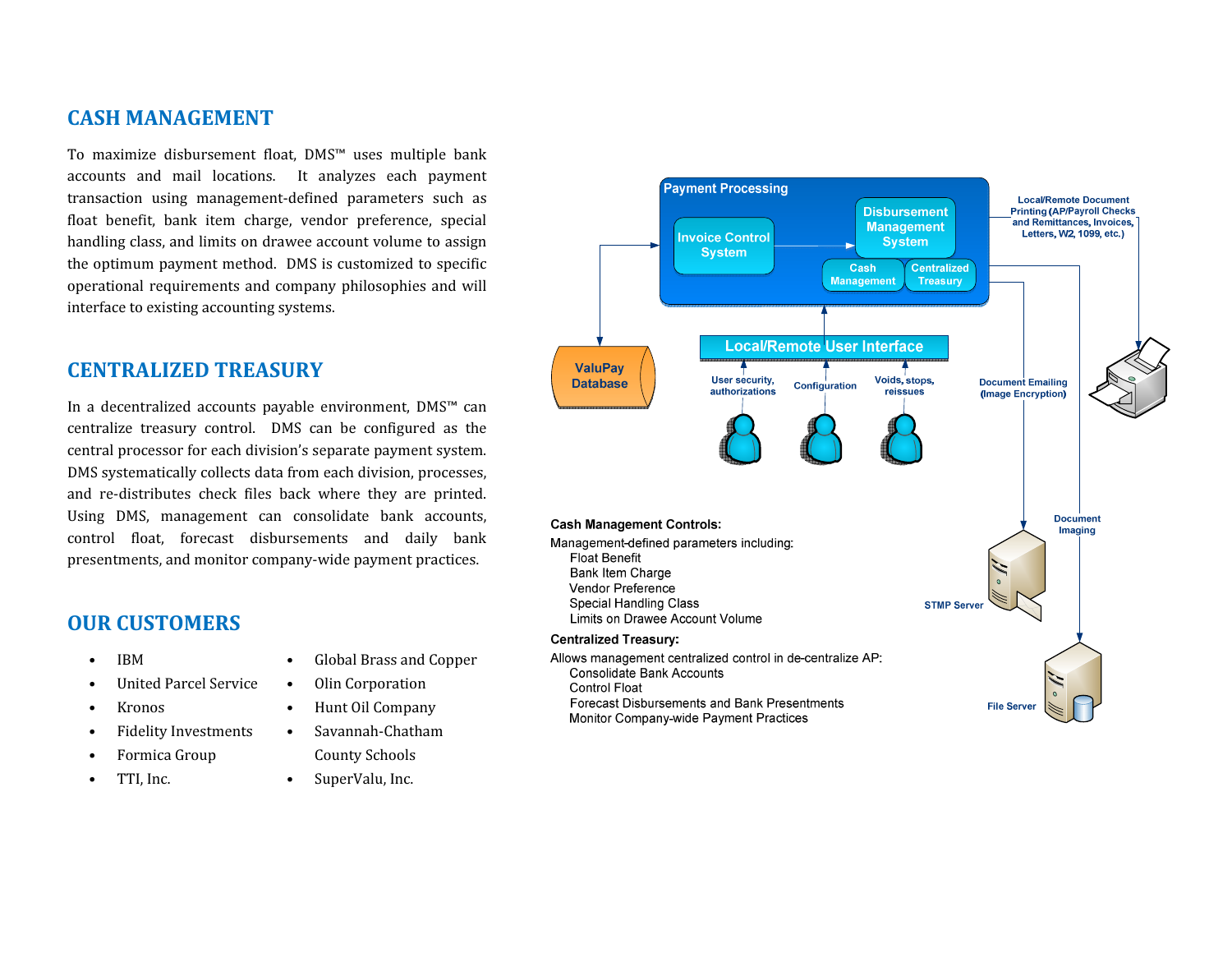## CASH MANAGEMENT

To maximize disbursement float, DMS™ uses multiple bank accounts and mail locations. It analyzes each payment transaction using management-defined parameters such as float benefit, bank item charge, vendor preference, special handling class, and limits on drawee account volume to assign the optimum payment method. DMS is customized to specific operational requirements and company philosophies and will interface to existing accounting systems.

## CENTRALIZED TREASURY

In a decentralized accounts payable environment, DMS™ can centralize treasury control. DMS can be configured as the central processor for each division's separate payment system. DMS systematically collects data from each division, processes, and re-distributes check files back where they are printed. Using DMS, management can consolidate bank accounts, control float, forecast disbursements and daily bank presentments, and monitor company-wide payment practices.

## OUR CUSTOMERS

- IBM
- United Parcel Service
- Kronos
- Fidelity Investments
- Formica Group
- TTI, Inc.
- Global Brass and Copper
- Olin Corporation
- Hunt Oil Company
- Savannah-Chatham County Schools
- SuperValu, Inc.

Payment Processing

Invoice Control System

Disbursement Management System

Cash Management

Centralized Treasury

Local/Remote Document Printing (AP/Payroll Checks and Remittances, Invoices, Letters, W2, 1099, etc.)

ValuPay Database

Local/Remote User Interface

User security, authorizations

Configuration

Voids, stops, reissues

Document Emailing (Image Encryption)

Document Imaging

STMP Server

File Server

**Cash Management Controls:**

Management-defined parameters including:

- Float Benefit
- Bank Item Charge
- Vendor Preference
- Special Handling Class
- Limits on Drawee Account Volume

**Centralized Treasury:**

Allows management centralized control in de-centralize AP:

- Consolidate Bank Accounts
- Control Float
- Forecast Disbursements and Bank Presentments
- Monitor Company-wide Payment Practices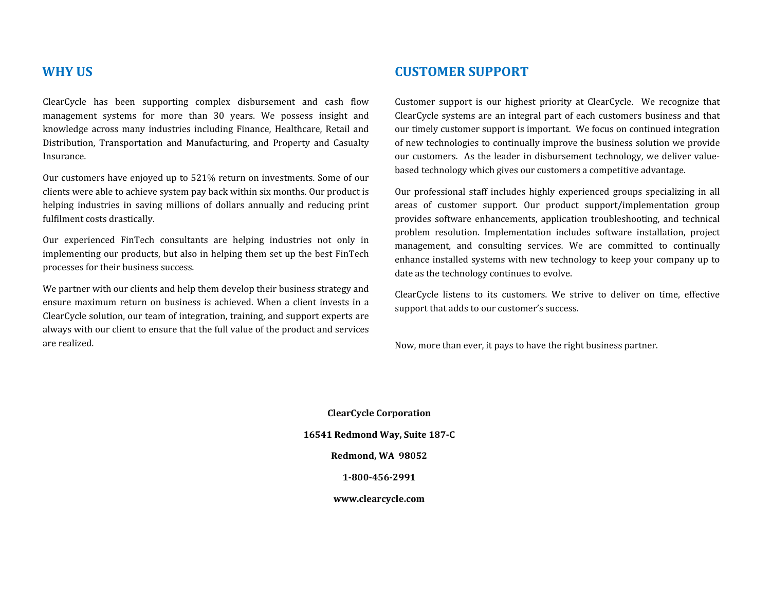## WHY US

ClearCycle has been supporting complex disbursement and cash flow management systems for more than 30 years. We possess insight and knowledge across many industries including Finance, Healthcare, Retail and Distribution, Transportation and Manufacturing, and Property and Casualty Insurance.

Our customers have enjoyed up to 521% return on investments. Some of our clients were able to achieve system pay back within six months. Our product is helping industries in saving millions of dollars annually and reducing print fulfilment costs drastically.

Our experienced FinTech consultants are helping industries not only in implementing our products, but also in helping them set up the best FinTech processes for their business success.

We partner with our clients and help them develop their business strategy and ensure maximum return on business is achieved. When a client invests in a ClearCycle solution, our team of integration, training, and support experts are always with our client to ensure that the full value of the product and services are realized.

## CUSTOMER SUPPORT

Customer support is our highest priority at ClearCycle. We recognize that ClearCycle systems are an integral part of each customers business and that our timely customer support is important. We focus on continued integration of new technologies to continually improve the business solution we provide our customers. As the leader in disbursement technology, we deliver value-based technology which gives our customers a competitive advantage.

Our professional staff includes highly experienced groups specializing in all areas of customer support. Our product support/implementation group provides software enhancements, application troubleshooting, and technical problem resolution. Implementation includes software installation, project management, and consulting services. We are committed to continually enhance installed systems with new technology to keep your company up to date as the technology continues to evolve.

ClearCycle listens to its customers. We strive to deliver on time, effective support that adds to our customer's success.

Now, more than ever, it pays to have the right business partner.

**ClearCycle Corporation**

**16541 Redmond Way, Suite 187-C**

**Redmond, WA 98052**

**1-800-456-2991**

**www.clearcycle.com**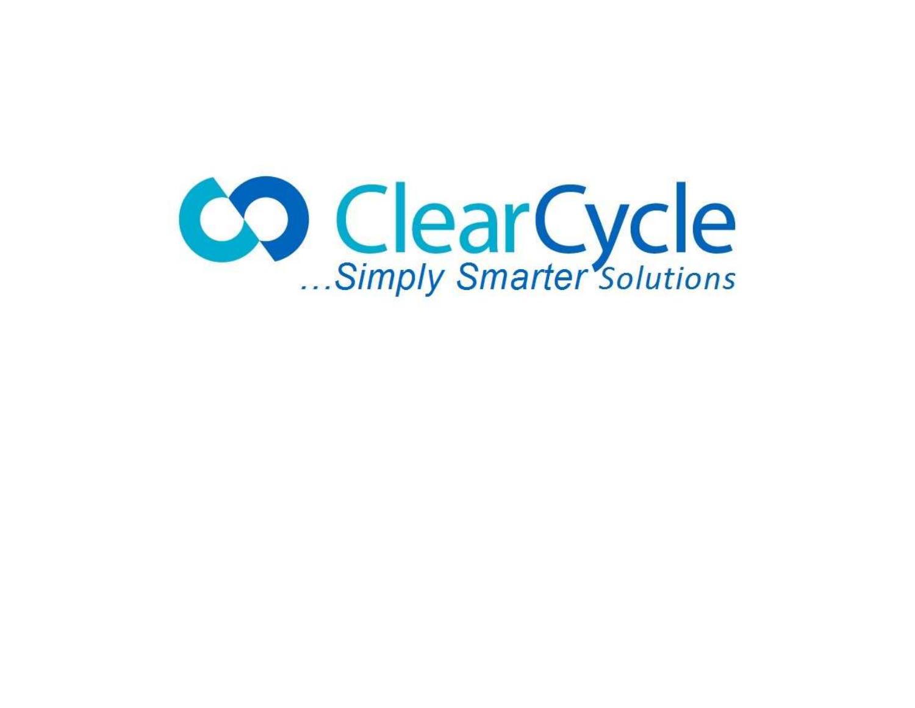ClearCycle

...Simply Smarter Solutions